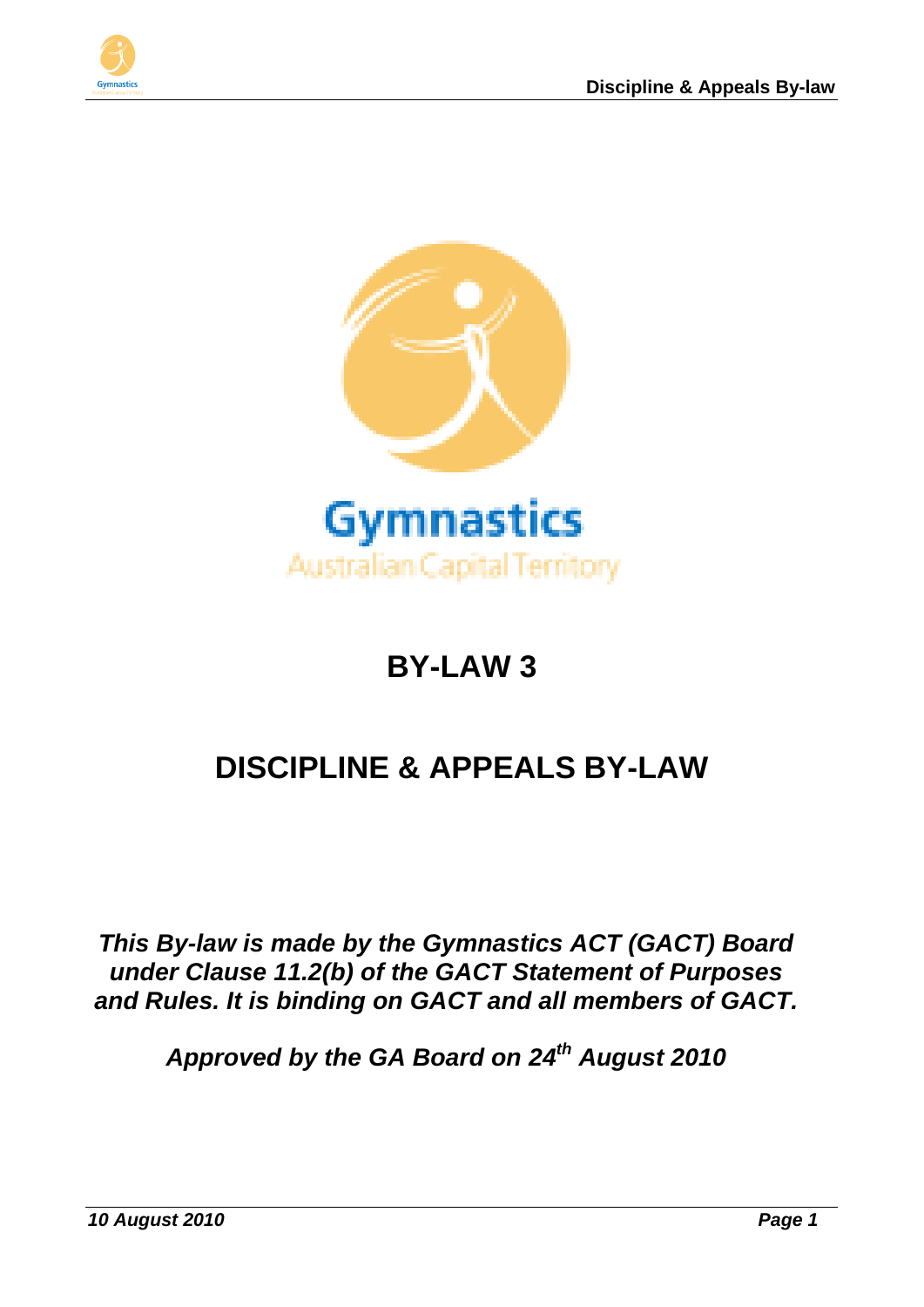Gymnastics

Australian Capital Territory

# BY-LAW 3

# DISCIPLINE & APPEALS BY-LAW

***This By-law is made by the Gymnastics ACT (GACT) Board under Clause 11.2(b) of the GACT Statement of Purposes and Rules. It is binding on GACT and all members of GACT.***

***Approved by the GA Board on 24th August 2010***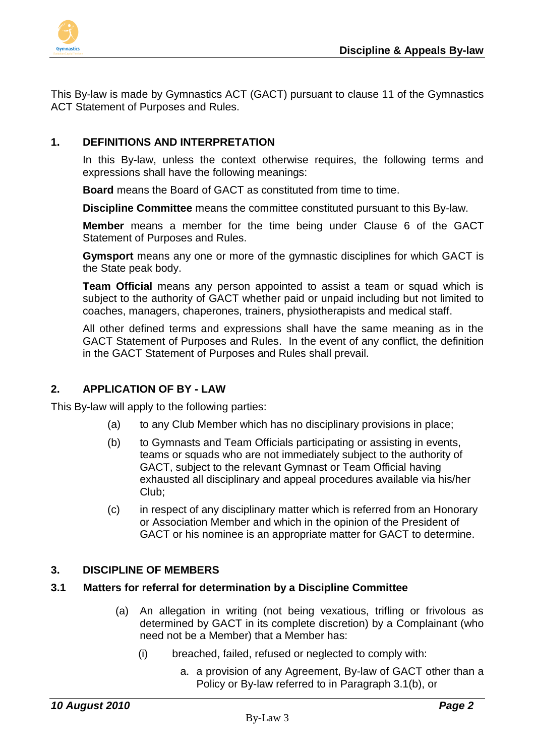This By-law is made by Gymnastics ACT (GACT) pursuant to clause 11 of the Gymnastics ACT Statement of Purposes and Rules.

## 1. DEFINITIONS AND INTERPRETATION

In this By-law, unless the context otherwise requires, the following terms and expressions shall have the following meanings:

**Board** means the Board of GACT as constituted from time to time.

**Discipline Committee** means the committee constituted pursuant to this By-law.

**Member** means a member for the time being under Clause 6 of the GACT Statement of Purposes and Rules.

**Gymsport** means any one or more of the gymnastic disciplines for which GACT is the State peak body.

**Team Official** means any person appointed to assist a team or squad which is subject to the authority of GACT whether paid or unpaid including but not limited to coaches, managers, chaperones, trainers, physiotherapists and medical staff.

All other defined terms and expressions shall have the same meaning as in the GACT Statement of Purposes and Rules. In the event of any conflict, the definition in the GACT Statement of Purposes and Rules shall prevail.

## 2. APPLICATION OF BY - LAW

This By-law will apply to the following parties:

(a) to any Club Member which has no disciplinary provisions in place;

(b) to Gymnasts and Team Officials participating or assisting in events, teams or squads who are not immediately subject to the authority of GACT, subject to the relevant Gymnast or Team Official having exhausted all disciplinary and appeal procedures available via his/her Club;

(c) in respect of any disciplinary matter which is referred from an Honorary or Association Member and which in the opinion of the President of GACT or his nominee is an appropriate matter for GACT to determine.

## 3. DISCIPLINE OF MEMBERS

### 3.1 Matters for referral for determination by a Discipline Committee

(a) An allegation in writing (not being vexatious, trifling or frivolous as determined by GACT in its complete discretion) by a Complainant (who need not be a Member) that a Member has:

(i) breached, failed, refused or neglected to comply with:

a. a provision of any Agreement, By-law of GACT other than a Policy or By-law referred to in Paragraph 3.1(b), or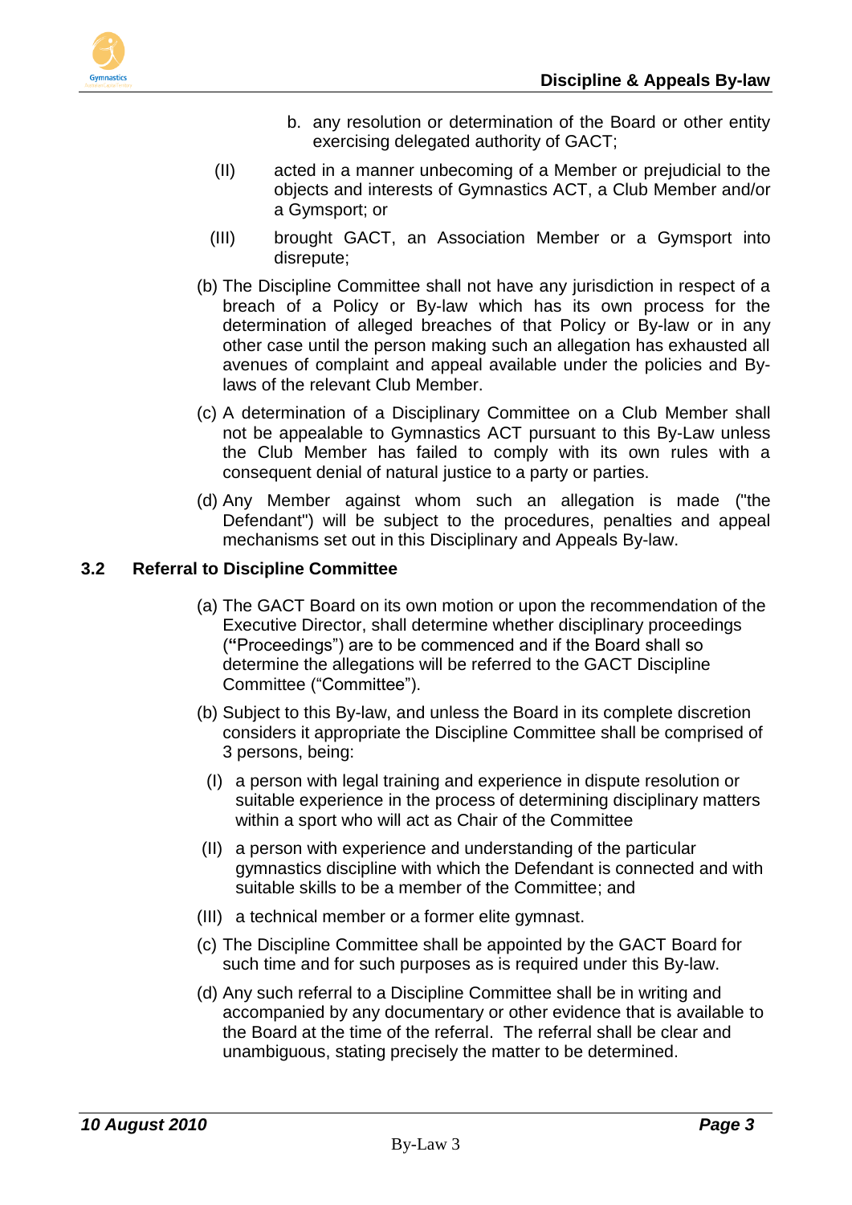b. any resolution or determination of the Board or other entity exercising delegated authority of GACT;

(II) acted in a manner unbecoming of a Member or prejudicial to the objects and interests of Gymnastics ACT, a Club Member and/or a Gymsport; or

(III) brought GACT, an Association Member or a Gymsport into disrepute;

(b) The Discipline Committee shall not have any jurisdiction in respect of a breach of a Policy or By-law which has its own process for the determination of alleged breaches of that Policy or By-law or in any other case until the person making such an allegation has exhausted all avenues of complaint and appeal available under the policies and By-laws of the relevant Club Member.

(c) A determination of a Disciplinary Committee on a Club Member shall not be appealable to Gymnastics ACT pursuant to this By-Law unless the Club Member has failed to comply with its own rules with a consequent denial of natural justice to a party or parties.

(d) Any Member against whom such an allegation is made ("the Defendant") will be subject to the procedures, penalties and appeal mechanisms set out in this Disciplinary and Appeals By-law.

## 3.2 Referral to Discipline Committee

(a) The GACT Board on its own motion or upon the recommendation of the Executive Director, shall determine whether disciplinary proceedings (**"**Proceedings") are to be commenced and if the Board shall so determine the allegations will be referred to the GACT Discipline Committee ("Committee").

(b) Subject to this By-law, and unless the Board in its complete discretion considers it appropriate the Discipline Committee shall be comprised of 3 persons, being:

(I) a person with legal training and experience in dispute resolution or suitable experience in the process of determining disciplinary matters within a sport who will act as Chair of the Committee

(II) a person with experience and understanding of the particular gymnastics discipline with which the Defendant is connected and with suitable skills to be a member of the Committee; and

(III) a technical member or a former elite gymnast.

(c) The Discipline Committee shall be appointed by the GACT Board for such time and for such purposes as is required under this By-law.

(d) Any such referral to a Discipline Committee shall be in writing and accompanied by any documentary or other evidence that is available to the Board at the time of the referral. The referral shall be clear and unambiguous, stating precisely the matter to be determined.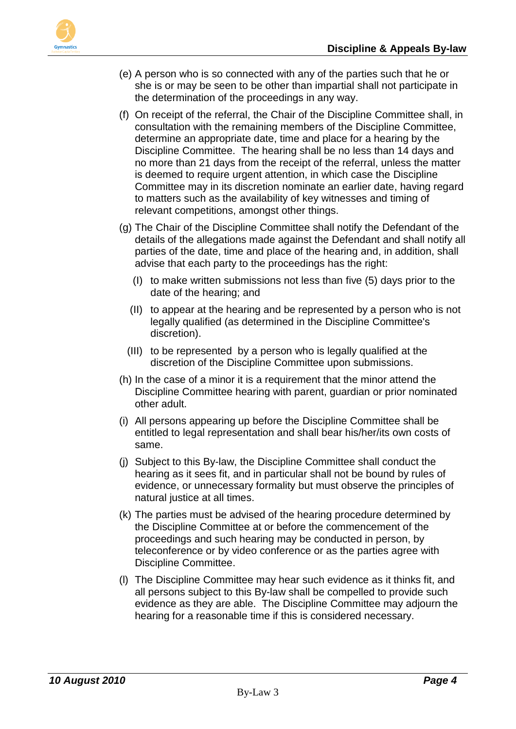(e) A person who is so connected with any of the parties such that he or she is or may be seen to be other than impartial shall not participate in the determination of the proceedings in any way.

(f) On receipt of the referral, the Chair of the Discipline Committee shall, in consultation with the remaining members of the Discipline Committee, determine an appropriate date, time and place for a hearing by the Discipline Committee. The hearing shall be no less than 14 days and no more than 21 days from the receipt of the referral, unless the matter is deemed to require urgent attention, in which case the Discipline Committee may in its discretion nominate an earlier date, having regard to matters such as the availability of key witnesses and timing of relevant competitions, amongst other things.

(g) The Chair of the Discipline Committee shall notify the Defendant of the details of the allegations made against the Defendant and shall notify all parties of the date, time and place of the hearing and, in addition, shall advise that each party to the proceedings has the right:

   (I) to make written submissions not less than five (5) days prior to the date of the hearing; and

   (II) to appear at the hearing and be represented by a person who is not legally qualified (as determined in the Discipline Committee's discretion).

   (III) to be represented by a person who is legally qualified at the discretion of the Discipline Committee upon submissions.

(h) In the case of a minor it is a requirement that the minor attend the Discipline Committee hearing with parent, guardian or prior nominated other adult.

(i) All persons appearing up before the Discipline Committee shall be entitled to legal representation and shall bear his/her/its own costs of same.

(j) Subject to this By-law, the Discipline Committee shall conduct the hearing as it sees fit, and in particular shall not be bound by rules of evidence, or unnecessary formality but must observe the principles of natural justice at all times.

(k) The parties must be advised of the hearing procedure determined by the Discipline Committee at or before the commencement of the proceedings and such hearing may be conducted in person, by teleconference or by video conference or as the parties agree with Discipline Committee.

(l) The Discipline Committee may hear such evidence as it thinks fit, and all persons subject to this By-law shall be compelled to provide such evidence as they are able. The Discipline Committee may adjourn the hearing for a reasonable time if this is considered necessary.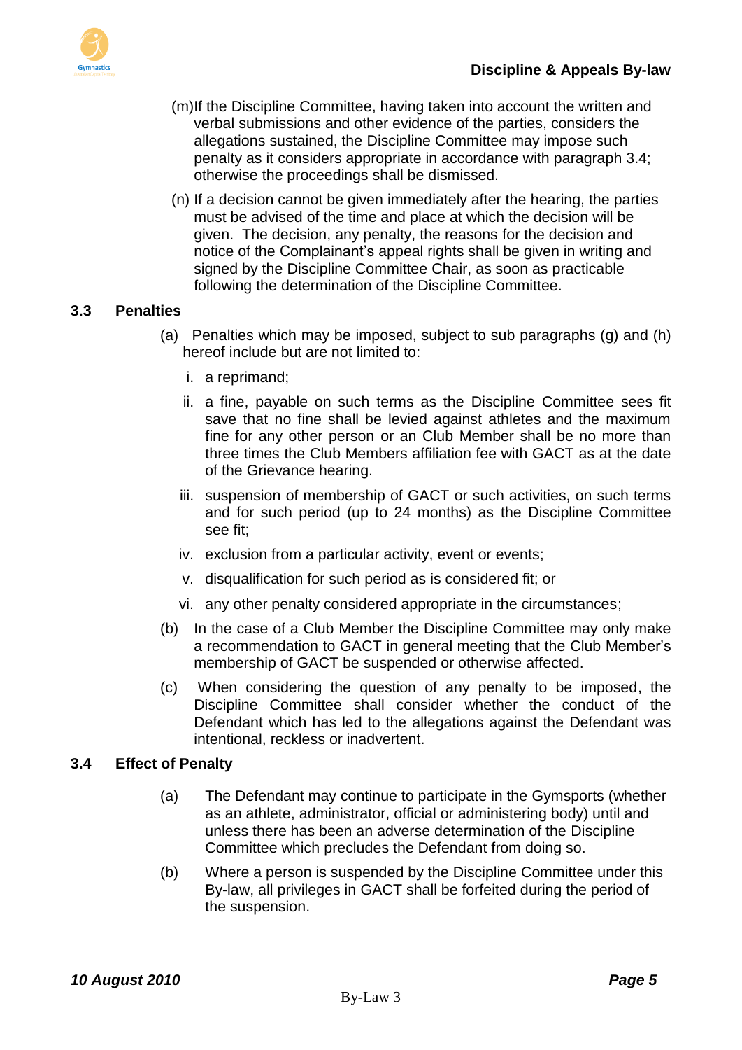(m) If the Discipline Committee, having taken into account the written and verbal submissions and other evidence of the parties, considers the allegations sustained, the Discipline Committee may impose such penalty as it considers appropriate in accordance with paragraph 3.4; otherwise the proceedings shall be dismissed.

(n) If a decision cannot be given immediately after the hearing, the parties must be advised of the time and place at which the decision will be given. The decision, any penalty, the reasons for the decision and notice of the Complainant's appeal rights shall be given in writing and signed by the Discipline Committee Chair, as soon as practicable following the determination of the Discipline Committee.

### 3.3 Penalties

(a) Penalties which may be imposed, subject to sub paragraphs (g) and (h) hereof include but are not limited to:

i. a reprimand;

ii. a fine, payable on such terms as the Discipline Committee sees fit save that no fine shall be levied against athletes and the maximum fine for any other person or an Club Member shall be no more than three times the Club Members affiliation fee with GACT as at the date of the Grievance hearing.

iii. suspension of membership of GACT or such activities, on such terms and for such period (up to 24 months) as the Discipline Committee see fit;

iv. exclusion from a particular activity, event or events;

v. disqualification for such period as is considered fit; or

vi. any other penalty considered appropriate in the circumstances;

(b) In the case of a Club Member the Discipline Committee may only make a recommendation to GACT in general meeting that the Club Member's membership of GACT be suspended or otherwise affected.

(c) When considering the question of any penalty to be imposed, the Discipline Committee shall consider whether the conduct of the Defendant which has led to the allegations against the Defendant was intentional, reckless or inadvertent.

### 3.4 Effect of Penalty

(a) The Defendant may continue to participate in the Gymsports (whether as an athlete, administrator, official or administering body) until and unless there has been an adverse determination of the Discipline Committee which precludes the Defendant from doing so.

(b) Where a person is suspended by the Discipline Committee under this By-law, all privileges in GACT shall be forfeited during the period of the suspension.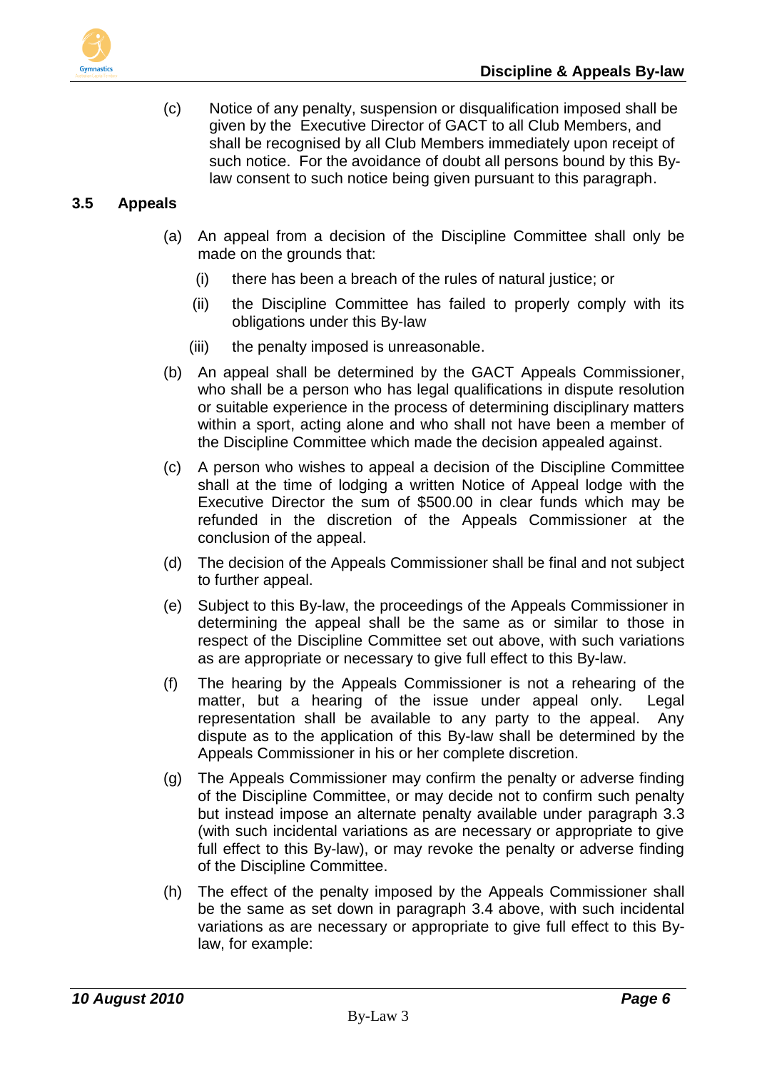(c) Notice of any penalty, suspension or disqualification imposed shall be given by the Executive Director of GACT to all Club Members, and shall be recognised by all Club Members immediately upon receipt of such notice. For the avoidance of doubt all persons bound by this By-law consent to such notice being given pursuant to this paragraph.

### 3.5 Appeals

(a) An appeal from a decision of the Discipline Committee shall only be made on the grounds that:

(i) there has been a breach of the rules of natural justice; or

(ii) the Discipline Committee has failed to properly comply with its obligations under this By-law

(iii) the penalty imposed is unreasonable.

(b) An appeal shall be determined by the GACT Appeals Commissioner, who shall be a person who has legal qualifications in dispute resolution or suitable experience in the process of determining disciplinary matters within a sport, acting alone and who shall not have been a member of the Discipline Committee which made the decision appealed against.

(c) A person who wishes to appeal a decision of the Discipline Committee shall at the time of lodging a written Notice of Appeal lodge with the Executive Director the sum of $500.00 in clear funds which may be refunded in the discretion of the Appeals Commissioner at the conclusion of the appeal.

(d) The decision of the Appeals Commissioner shall be final and not subject to further appeal.

(e) Subject to this By-law, the proceedings of the Appeals Commissioner in determining the appeal shall be the same as or similar to those in respect of the Discipline Committee set out above, with such variations as are appropriate or necessary to give full effect to this By-law.

(f) The hearing by the Appeals Commissioner is not a rehearing of the matter, but a hearing of the issue under appeal only. Legal representation shall be available to any party to the appeal. Any dispute as to the application of this By-law shall be determined by the Appeals Commissioner in his or her complete discretion.

(g) The Appeals Commissioner may confirm the penalty or adverse finding of the Discipline Committee, or may decide not to confirm such penalty but instead impose an alternate penalty available under paragraph 3.3 (with such incidental variations as are necessary or appropriate to give full effect to this By-law), or may revoke the penalty or adverse finding of the Discipline Committee.

(h) The effect of the penalty imposed by the Appeals Commissioner shall be the same as set down in paragraph 3.4 above, with such incidental variations as are necessary or appropriate to give full effect to this By-law, for example: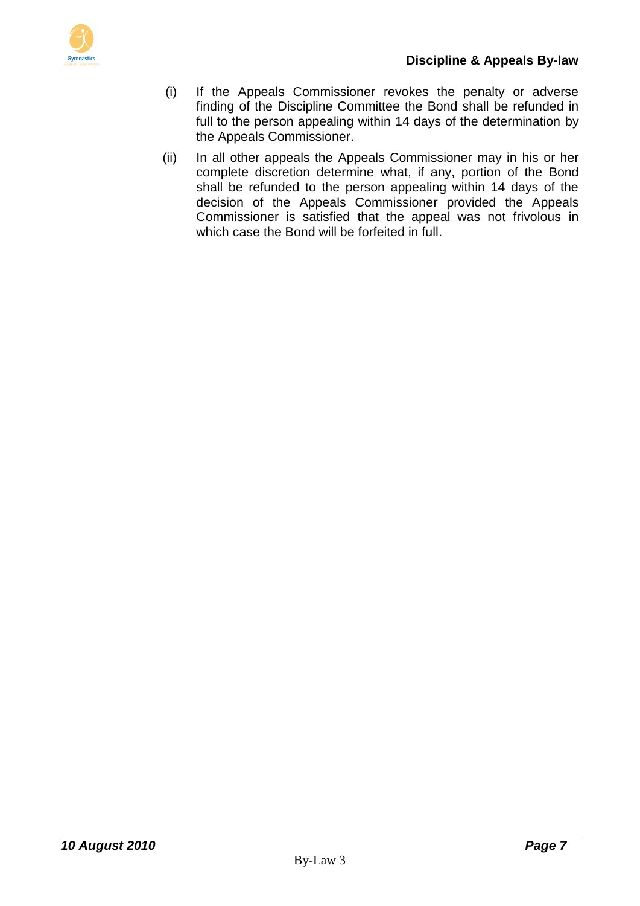(i) If the Appeals Commissioner revokes the penalty or adverse finding of the Discipline Committee the Bond shall be refunded in full to the person appealing within 14 days of the determination by the Appeals Commissioner.

(ii) In all other appeals the Appeals Commissioner may in his or her complete discretion determine what, if any, portion of the Bond shall be refunded to the person appealing within 14 days of the decision of the Appeals Commissioner provided the Appeals Commissioner is satisfied that the appeal was not frivolous in which case the Bond will be forfeited in full.